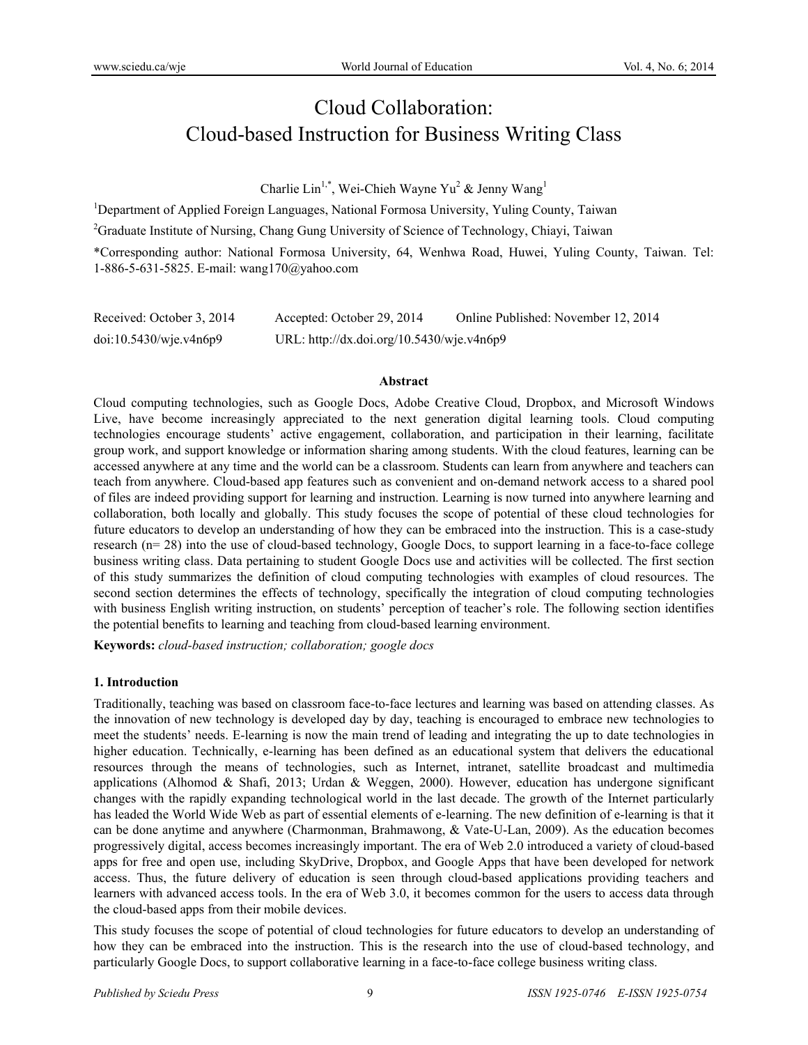# Cloud Collaboration: Cloud-based Instruction for Business Writing Class

Charlie Lin[1,*], Wei-Chieh Wayne Yu[2] & Jenny Wang[1]

[1]Department of Applied Foreign Languages, National Formosa University, Yuling County, Taiwan

[2]Graduate Institute of Nursing, Chang Gung University of Science of Technology, Chiayi, Taiwan

*Corresponding author: National Formosa University, 64, Wenhwa Road, Huwei, Yuling County, Taiwan. Tel: 1-886-5-631-5825. E-mail: wang170@yahoo.com

Received: October 3, 2014  Accepted: October 29, 2014  Online Published: November 12, 2014

doi:10.5430/wje.v4n6p9  URL: http://dx.doi.org/10.5430/wje.v4n6p9

## Abstract

Cloud computing technologies, such as Google Docs, Adobe Creative Cloud, Dropbox, and Microsoft Windows Live, have become increasingly appreciated to the next generation digital learning tools. Cloud computing technologies encourage students' active engagement, collaboration, and participation in their learning, facilitate group work, and support knowledge or information sharing among students. With the cloud features, learning can be accessed anywhere at any time and the world can be a classroom. Students can learn from anywhere and teachers can teach from anywhere. Cloud-based app features such as convenient and on-demand network access to a shared pool of files are indeed providing support for learning and instruction. Learning is now turned into anywhere learning and collaboration, both locally and globally. This study focuses the scope of potential of these cloud technologies for future educators to develop an understanding of how they can be embraced into the instruction. This is a case-study research (n= 28) into the use of cloud-based technology, Google Docs, to support learning in a face-to-face college business writing class. Data pertaining to student Google Docs use and activities will be collected. The first section of this study summarizes the definition of cloud computing technologies with examples of cloud resources. The second section determines the effects of technology, specifically the integration of cloud computing technologies with business English writing instruction, on students' perception of teacher's role. The following section identifies the potential benefits to learning and teaching from cloud-based learning environment.

**Keywords:** *cloud-based instruction; collaboration; google docs*

## 1. Introduction

Traditionally, teaching was based on classroom face-to-face lectures and learning was based on attending classes. As the innovation of new technology is developed day by day, teaching is encouraged to embrace new technologies to meet the students' needs. E-learning is now the main trend of leading and integrating the up to date technologies in higher education. Technically, e-learning has been defined as an educational system that delivers the educational resources through the means of technologies, such as Internet, intranet, satellite broadcast and multimedia applications (Alhomod & Shafi, 2013; Urdan & Weggen, 2000). However, education has undergone significant changes with the rapidly expanding technological world in the last decade. The growth of the Internet particularly has leaded the World Wide Web as part of essential elements of e-learning. The new definition of e-learning is that it can be done anytime and anywhere (Charmonman, Brahmawong, & Vate-U-Lan, 2009). As the education becomes progressively digital, access becomes increasingly important. The era of Web 2.0 introduced a variety of cloud-based apps for free and open use, including SkyDrive, Dropbox, and Google Apps that have been developed for network access. Thus, the future delivery of education is seen through cloud-based applications providing teachers and learners with advanced access tools. In the era of Web 3.0, it becomes common for the users to access data through the cloud-based apps from their mobile devices.

This study focuses the scope of potential of cloud technologies for future educators to develop an understanding of how they can be embraced into the instruction. This is the research into the use of cloud-based technology, and particularly Google Docs, to support collaborative learning in a face-to-face college business writing class.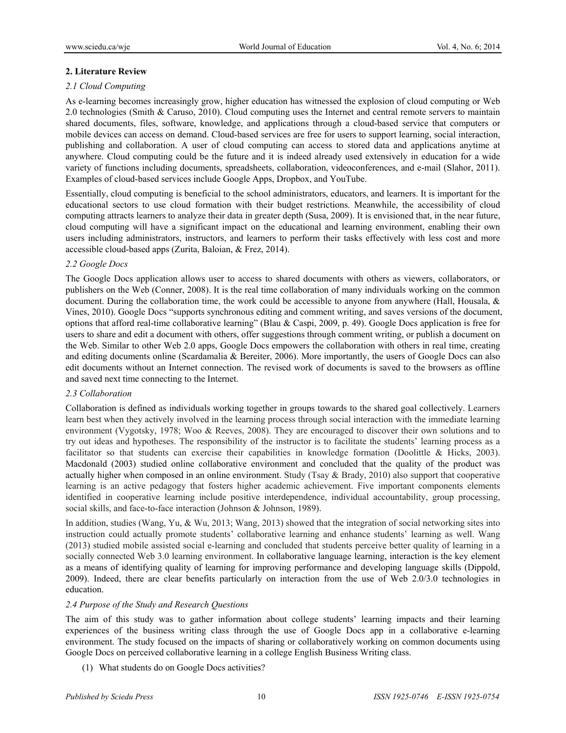## 2. Literature Review

### *2.1 Cloud Computing*

As e-learning becomes increasingly grow, higher education has witnessed the explosion of cloud computing or Web 2.0 technologies (Smith & Caruso, 2010). Cloud computing uses the Internet and central remote servers to maintain shared documents, files, software, knowledge, and applications through a cloud-based service that computers or mobile devices can access on demand. Cloud-based services are free for users to support learning, social interaction, publishing and collaboration. A user of cloud computing can access to stored data and applications anytime at anywhere. Cloud computing could be the future and it is indeed already used extensively in education for a wide variety of functions including documents, spreadsheets, collaboration, videoconferences, and e-mail (Slahor, 2011). Examples of cloud-based services include Google Apps, Dropbox, and YouTube.

Essentially, cloud computing is beneficial to the school administrators, educators, and learners. It is important for the educational sectors to use cloud formation with their budget restrictions. Meanwhile, the accessibility of cloud computing attracts learners to analyze their data in greater depth (Susa, 2009). It is envisioned that, in the near future, cloud computing will have a significant impact on the educational and learning environment, enabling their own users including administrators, instructors, and learners to perform their tasks effectively with less cost and more accessible cloud-based apps (Zurita, Baloian, & Frez, 2014).

### *2.2 Google Docs*

The Google Docs application allows user to access to shared documents with others as viewers, collaborators, or publishers on the Web (Conner, 2008). It is the real time collaboration of many individuals working on the common document. During the collaboration time, the work could be accessible to anyone from anywhere (Hall, Housala, & Vines, 2010). Google Docs "supports synchronous editing and comment writing, and saves versions of the document, options that afford real-time collaborative learning" (Blau & Caspi, 2009, p. 49). Google Docs application is free for users to share and edit a document with others, offer suggestions through comment writing, or publish a document on the Web. Similar to other Web 2.0 apps, Google Docs empowers the collaboration with others in real time, creating and editing documents online (Scardamalia & Bereiter, 2006). More importantly, the users of Google Docs can also edit documents without an Internet connection. The revised work of documents is saved to the browsers as offline and saved next time connecting to the Internet.

### *2.3 Collaboration*

Collaboration is defined as individuals working together in groups towards to the shared goal collectively. Learners learn best when they actively involved in the learning process through social interaction with the immediate learning environment (Vygotsky, 1978; Woo & Reeves, 2008). They are encouraged to discover their own solutions and to try out ideas and hypotheses. The responsibility of the instructor is to facilitate the students' learning process as a facilitator so that students can exercise their capabilities in knowledge formation (Doolittle & Hicks, 2003). Macdonald (2003) studied online collaborative environment and concluded that the quality of the product was actually higher when composed in an online environment. Study (Tsay & Brady, 2010) also support that cooperative learning is an active pedagogy that fosters higher academic achievement. Five important components elements identified in cooperative learning include positive interdependence, individual accountability, group processing, social skills, and face-to-face interaction (Johnson & Johnson, 1989).

In addition, studies (Wang, Yu, & Wu, 2013; Wang, 2013) showed that the integration of social networking sites into instruction could actually promote students' collaborative learning and enhance students' learning as well. Wang (2013) studied mobile assisted social e-learning and concluded that students perceive better quality of learning in a socially connected Web 3.0 learning environment. In collaborative language learning, interaction is the key element as a means of identifying quality of learning for improving performance and developing language skills (Dippold, 2009). Indeed, there are clear benefits particularly on interaction from the use of Web 2.0/3.0 technologies in education.

### *2.4 Purpose of the Study and Research Questions*

The aim of this study was to gather information about college students' learning impacts and their learning experiences of the business writing class through the use of Google Docs app in a collaborative e-learning environment. The study focused on the impacts of sharing or collaboratively working on common documents using Google Docs on perceived collaborative learning in a college English Business Writing class.

(1) What students do on Google Docs activities?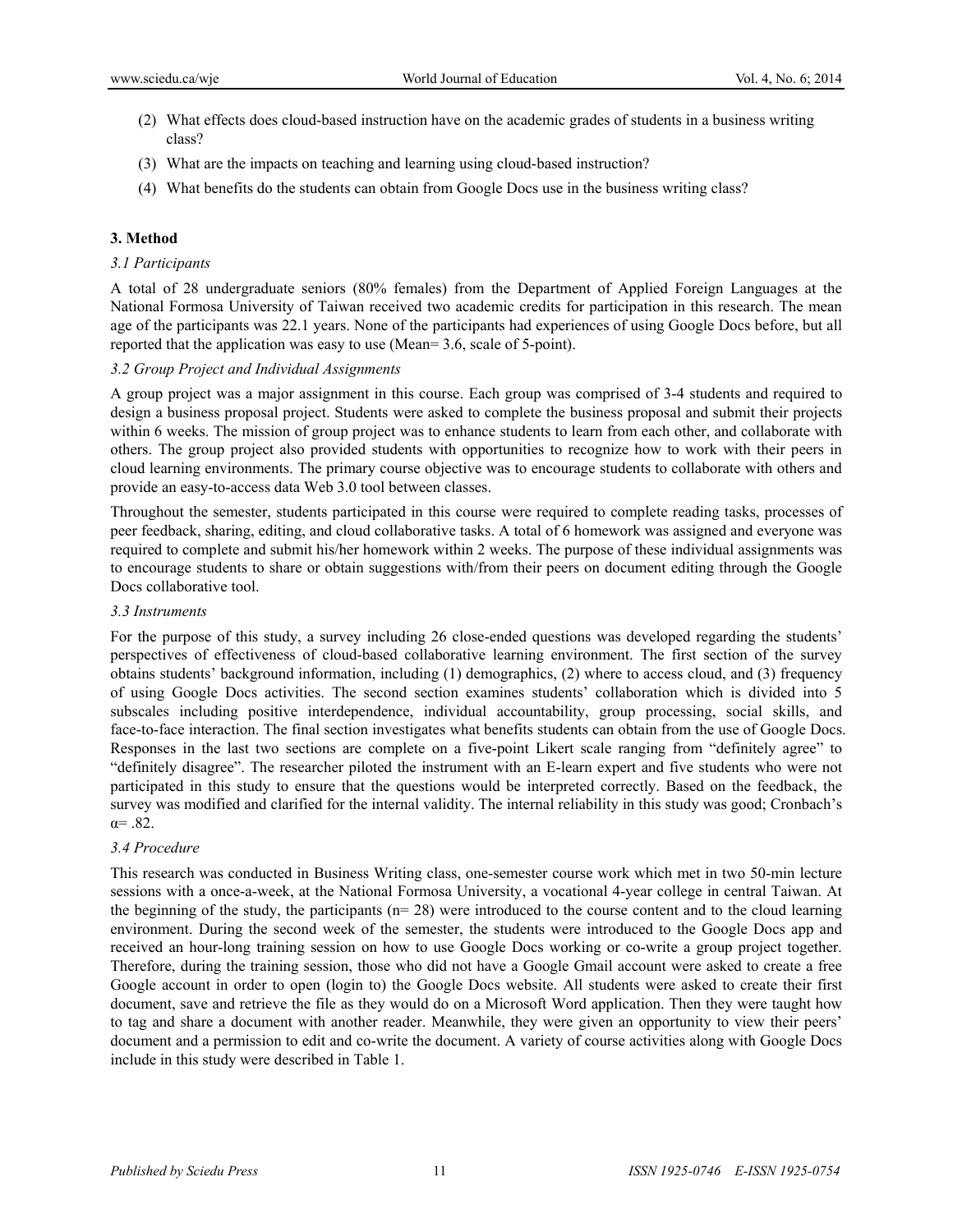(2) What effects does cloud-based instruction have on the academic grades of students in a business writing class?

(3) What are the impacts on teaching and learning using cloud-based instruction?

(4) What benefits do the students can obtain from Google Docs use in the business writing class?

## 3. Method

### *3.1 Participants*

A total of 28 undergraduate seniors (80% females) from the Department of Applied Foreign Languages at the National Formosa University of Taiwan received two academic credits for participation in this research. The mean age of the participants was 22.1 years. None of the participants had experiences of using Google Docs before, but all reported that the application was easy to use (Mean= 3.6, scale of 5-point).

### *3.2 Group Project and Individual Assignments*

A group project was a major assignment in this course. Each group was comprised of 3-4 students and required to design a business proposal project. Students were asked to complete the business proposal and submit their projects within 6 weeks. The mission of group project was to enhance students to learn from each other, and collaborate with others. The group project also provided students with opportunities to recognize how to work with their peers in cloud learning environments. The primary course objective was to encourage students to collaborate with others and provide an easy-to-access data Web 3.0 tool between classes.

Throughout the semester, students participated in this course were required to complete reading tasks, processes of peer feedback, sharing, editing, and cloud collaborative tasks. A total of 6 homework was assigned and everyone was required to complete and submit his/her homework within 2 weeks. The purpose of these individual assignments was to encourage students to share or obtain suggestions with/from their peers on document editing through the Google Docs collaborative tool.

### *3.3 Instruments*

For the purpose of this study, a survey including 26 close-ended questions was developed regarding the students' perspectives of effectiveness of cloud-based collaborative learning environment. The first section of the survey obtains students' background information, including (1) demographics, (2) where to access cloud, and (3) frequency of using Google Docs activities. The second section examines students' collaboration which is divided into 5 subscales including positive interdependence, individual accountability, group processing, social skills, and face-to-face interaction. The final section investigates what benefits students can obtain from the use of Google Docs. Responses in the last two sections are complete on a five-point Likert scale ranging from "definitely agree" to "definitely disagree". The researcher piloted the instrument with an E-learn expert and five students who were not participated in this study to ensure that the questions would be interpreted correctly. Based on the feedback, the survey was modified and clarified for the internal validity. The internal reliability in this study was good; Cronbach's $\alpha = .82$.

### *3.4 Procedure*

This research was conducted in Business Writing class, one-semester course work which met in two 50-min lecture sessions with a once-a-week, at the National Formosa University, a vocational 4-year college in central Taiwan. At the beginning of the study, the participants (n= 28) were introduced to the course content and to the cloud learning environment. During the second week of the semester, the students were introduced to the Google Docs app and received an hour-long training session on how to use Google Docs working or co-write a group project together. Therefore, during the training session, those who did not have a Google Gmail account were asked to create a free Google account in order to open (login to) the Google Docs website. All students were asked to create their first document, save and retrieve the file as they would do on a Microsoft Word application. Then they were taught how to tag and share a document with another reader. Meanwhile, they were given an opportunity to view their peers' document and a permission to edit and co-write the document. A variety of course activities along with Google Docs include in this study were described in Table 1.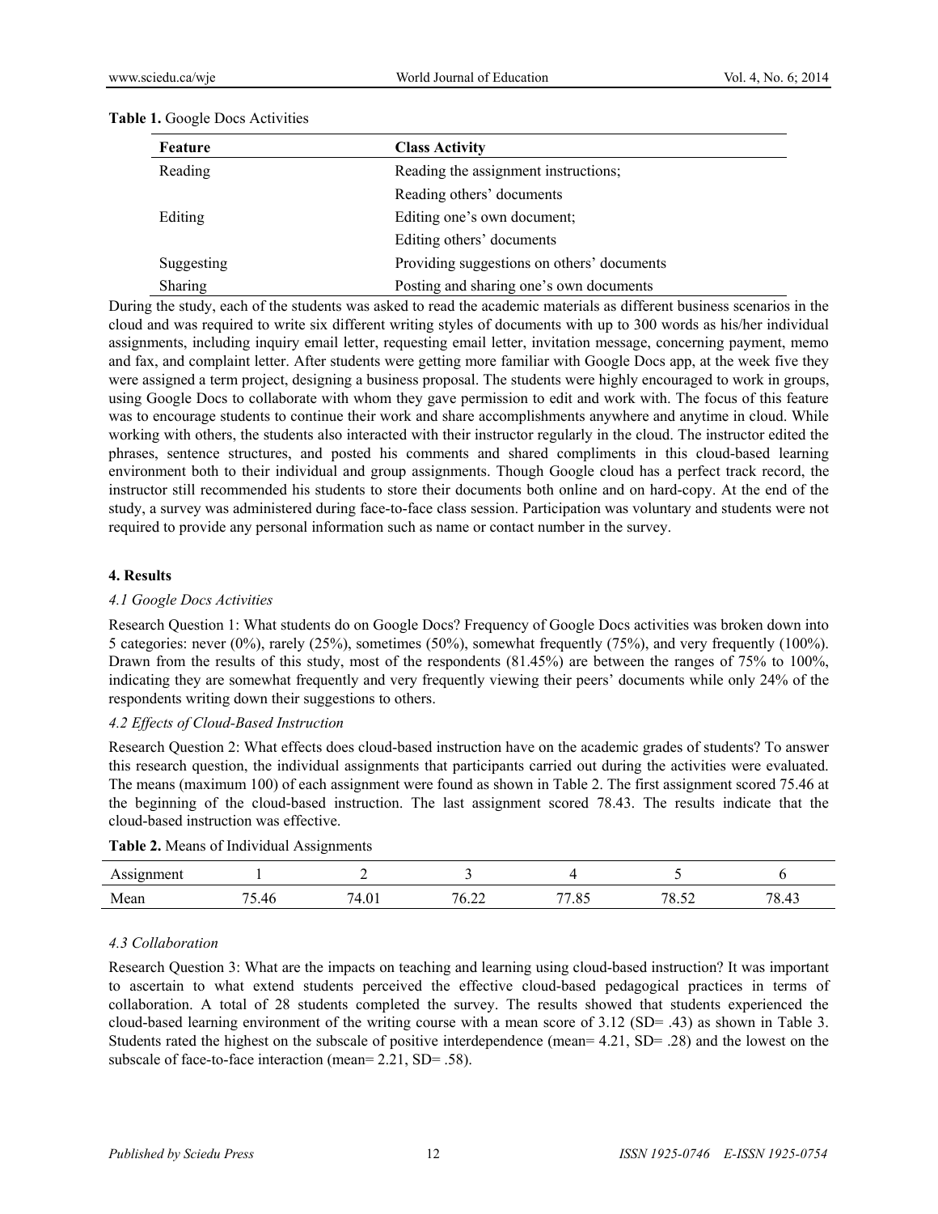**Table 1.** Google Docs Activities

| Feature | Class Activity |
|---|---|
| Reading | Reading the assignment instructions; |
| | Reading others' documents |
| Editing | Editing one's own document; |
| | Editing others' documents |
| Suggesting | Providing suggestions on others' documents |
| Sharing | Posting and sharing one's own documents |

During the study, each of the students was asked to read the academic materials as different business scenarios in the cloud and was required to write six different writing styles of documents with up to 300 words as his/her individual assignments, including inquiry email letter, requesting email letter, invitation message, concerning payment, memo and fax, and complaint letter. After students were getting more familiar with Google Docs app, at the week five they were assigned a term project, designing a business proposal. The students were highly encouraged to work in groups, using Google Docs to collaborate with whom they gave permission to edit and work with. The focus of this feature was to encourage students to continue their work and share accomplishments anywhere and anytime in cloud. While working with others, the students also interacted with their instructor regularly in the cloud. The instructor edited the phrases, sentence structures, and posted his comments and shared compliments in this cloud-based learning environment both to their individual and group assignments. Though Google cloud has a perfect track record, the instructor still recommended his students to store their documents both online and on hard-copy. At the end of the study, a survey was administered during face-to-face class session. Participation was voluntary and students were not required to provide any personal information such as name or contact number in the survey.

## 4. Results

### *4.1 Google Docs Activities*

Research Question 1: What students do on Google Docs? Frequency of Google Docs activities was broken down into 5 categories: never (0%), rarely (25%), sometimes (50%), somewhat frequently (75%), and very frequently (100%). Drawn from the results of this study, most of the respondents (81.45%) are between the ranges of 75% to 100%, indicating they are somewhat frequently and very frequently viewing their peers' documents while only 24% of the respondents writing down their suggestions to others.

### *4.2 Effects of Cloud-Based Instruction*

Research Question 2: What effects does cloud-based instruction have on the academic grades of students? To answer this research question, the individual assignments that participants carried out during the activities were evaluated. The means (maximum 100) of each assignment were found as shown in Table 2. The first assignment scored 75.46 at the beginning of the cloud-based instruction. The last assignment scored 78.43. The results indicate that the cloud-based instruction was effective.

**Table 2.** Means of Individual Assignments

| Assignment | 1 | 2 | 3 | 4 | 5 | 6 |
|---|---|---|---|---|---|---|
| Mean | 75.46 | 74.01 | 76.22 | 77.85 | 78.52 | 78.43 |

### *4.3 Collaboration*

Research Question 3: What are the impacts on teaching and learning using cloud-based instruction? It was important to ascertain to what extend students perceived the effective cloud-based pedagogical practices in terms of collaboration. A total of 28 students completed the survey. The results showed that students experienced the cloud-based learning environment of the writing course with a mean score of 3.12 (SD= .43) as shown in Table 3. Students rated the highest on the subscale of positive interdependence (mean= 4.21, SD= .28) and the lowest on the subscale of face-to-face interaction (mean= 2.21, SD= .58).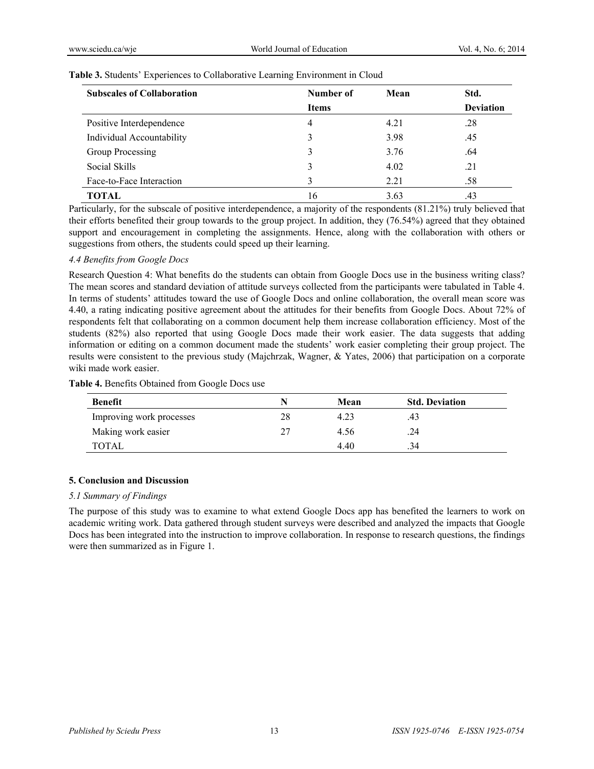**Table 3.** Students' Experiences to Collaborative Learning Environment in Cloud

| Subscales of Collaboration | Number of Items | Mean | Std. Deviation |
|---|---|---|---|
| Positive Interdependence | 4 | 4.21 | .28 |
| Individual Accountability | 3 | 3.98 | .45 |
| Group Processing | 3 | 3.76 | .64 |
| Social Skills | 3 | 4.02 | .21 |
| Face-to-Face Interaction | 3 | 2.21 | .58 |
| **TOTAL** | 16 | 3.63 | .43 |

Particularly, for the subscale of positive interdependence, a majority of the respondents (81.21%) truly believed that their efforts benefited their group towards to the group project. In addition, they (76.54%) agreed that they obtained support and encouragement in completing the assignments. Hence, along with the collaboration with others or suggestions from others, the students could speed up their learning.

### *4.4 Benefits from Google Docs*

Research Question 4: What benefits do the students can obtain from Google Docs use in the business writing class? The mean scores and standard deviation of attitude surveys collected from the participants were tabulated in Table 4. In terms of students' attitudes toward the use of Google Docs and online collaboration, the overall mean score was 4.40, a rating indicating positive agreement about the attitudes for their benefits from Google Docs. About 72% of respondents felt that collaborating on a common document help them increase collaboration efficiency. Most of the students (82%) also reported that using Google Docs made their work easier. The data suggests that adding information or editing on a common document made the students' work easier completing their group project. The results were consistent to the previous study (Majchrzak, Wagner, & Yates, 2006) that participation on a corporate wiki made work easier.

**Table 4.** Benefits Obtained from Google Docs use

| Benefit | N | Mean | Std. Deviation |
|---|---|---|---|
| Improving work processes | 28 | 4.23 | .43 |
| Making work easier | 27 | 4.56 | .24 |
| TOTAL | | 4.40 | .34 |

## 5. Conclusion and Discussion

### *5.1 Summary of Findings*

The purpose of this study was to examine to what extend Google Docs app has benefited the learners to work on academic writing work. Data gathered through student surveys were described and analyzed the impacts that Google Docs has been integrated into the instruction to improve collaboration. In response to research questions, the findings were then summarized as in Figure 1.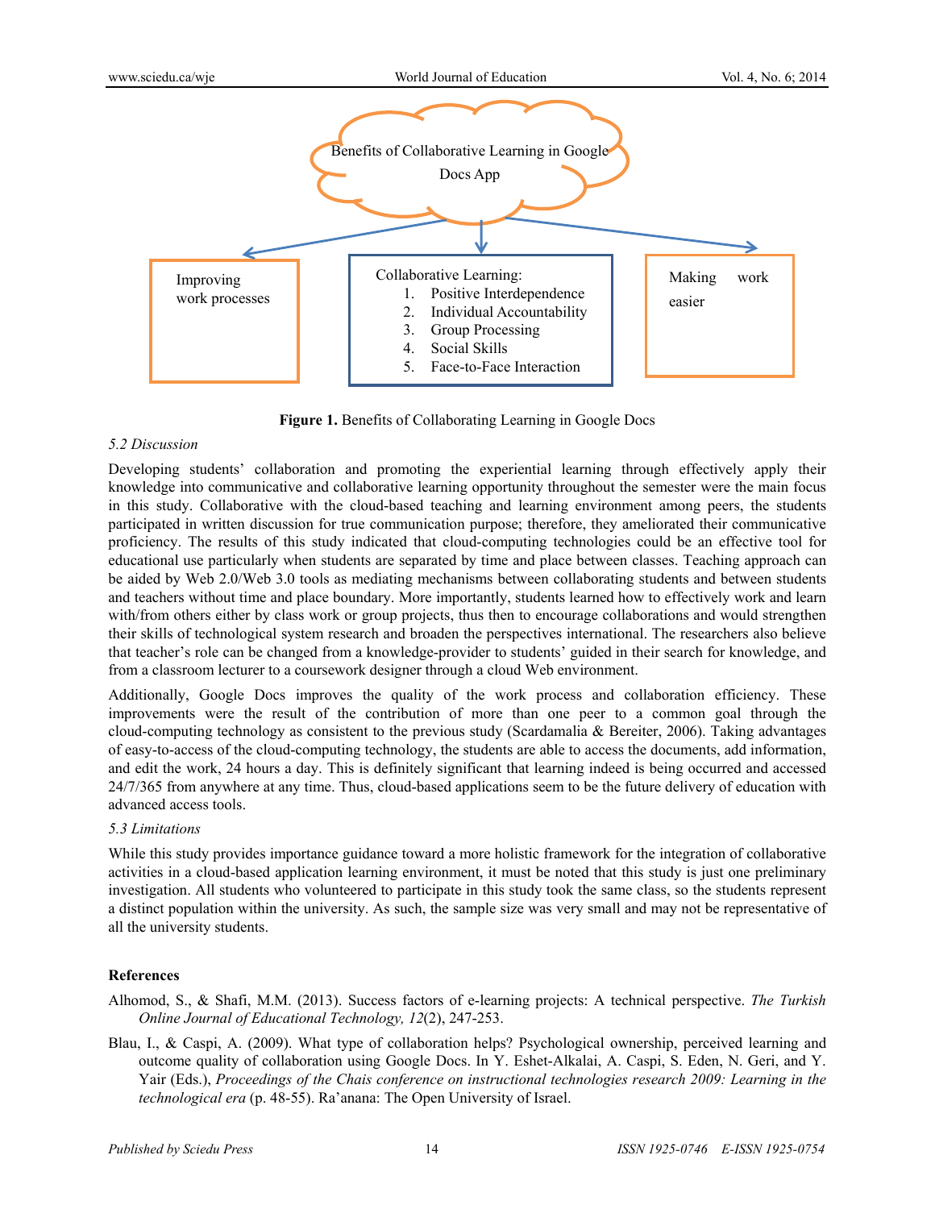Benefits of Collaborative Learning in Google Docs App

Improving work processes

Collaborative Learning:
1. Positive Interdependence
2. Individual Accountability
3. Group Processing
4. Social Skills
5. Face-to-Face Interaction

Making work easier

**Figure 1.** Benefits of Collaborating Learning in Google Docs

### *5.2 Discussion*

Developing students' collaboration and promoting the experiential learning through effectively apply their knowledge into communicative and collaborative learning opportunity throughout the semester were the main focus in this study. Collaborative with the cloud-based teaching and learning environment among peers, the students participated in written discussion for true communication purpose; therefore, they ameliorated their communicative proficiency. The results of this study indicated that cloud-computing technologies could be an effective tool for educational use particularly when students are separated by time and place between classes. Teaching approach can be aided by Web 2.0/Web 3.0 tools as mediating mechanisms between collaborating students and between students and teachers without time and place boundary. More importantly, students learned how to effectively work and learn with/from others either by class work or group projects, thus then to encourage collaborations and would strengthen their skills of technological system research and broaden the perspectives international. The researchers also believe that teacher's role can be changed from a knowledge-provider to students' guided in their search for knowledge, and from a classroom lecturer to a coursework designer through a cloud Web environment.

Additionally, Google Docs improves the quality of the work process and collaboration efficiency. These improvements were the result of the contribution of more than one peer to a common goal through the cloud-computing technology as consistent to the previous study (Scardamalia & Bereiter, 2006). Taking advantages of easy-to-access of the cloud-computing technology, the students are able to access the documents, add information, and edit the work, 24 hours a day. This is definitely significant that learning indeed is being occurred and accessed 24/7/365 from anywhere at any time. Thus, cloud-based applications seem to be the future delivery of education with advanced access tools.

### *5.3 Limitations*

While this study provides importance guidance toward a more holistic framework for the integration of collaborative activities in a cloud-based application learning environment, it must be noted that this study is just one preliminary investigation. All students who volunteered to participate in this study took the same class, so the students represent a distinct population within the university. As such, the sample size was very small and may not be representative of all the university students.

## References

Alhomod, S., & Shafi, M.M. (2013). Success factors of e-learning projects: A technical perspective. *The Turkish Online Journal of Educational Technology, 12*(2), 247-253.

Blau, I., & Caspi, A. (2009). What type of collaboration helps? Psychological ownership, perceived learning and outcome quality of collaboration using Google Docs. In Y. Eshet-Alkalai, A. Caspi, S. Eden, N. Geri, and Y. Yair (Eds.), *Proceedings of the Chais conference on instructional technologies research 2009: Learning in the technological era* (p. 48-55). Ra'anana: The Open University of Israel.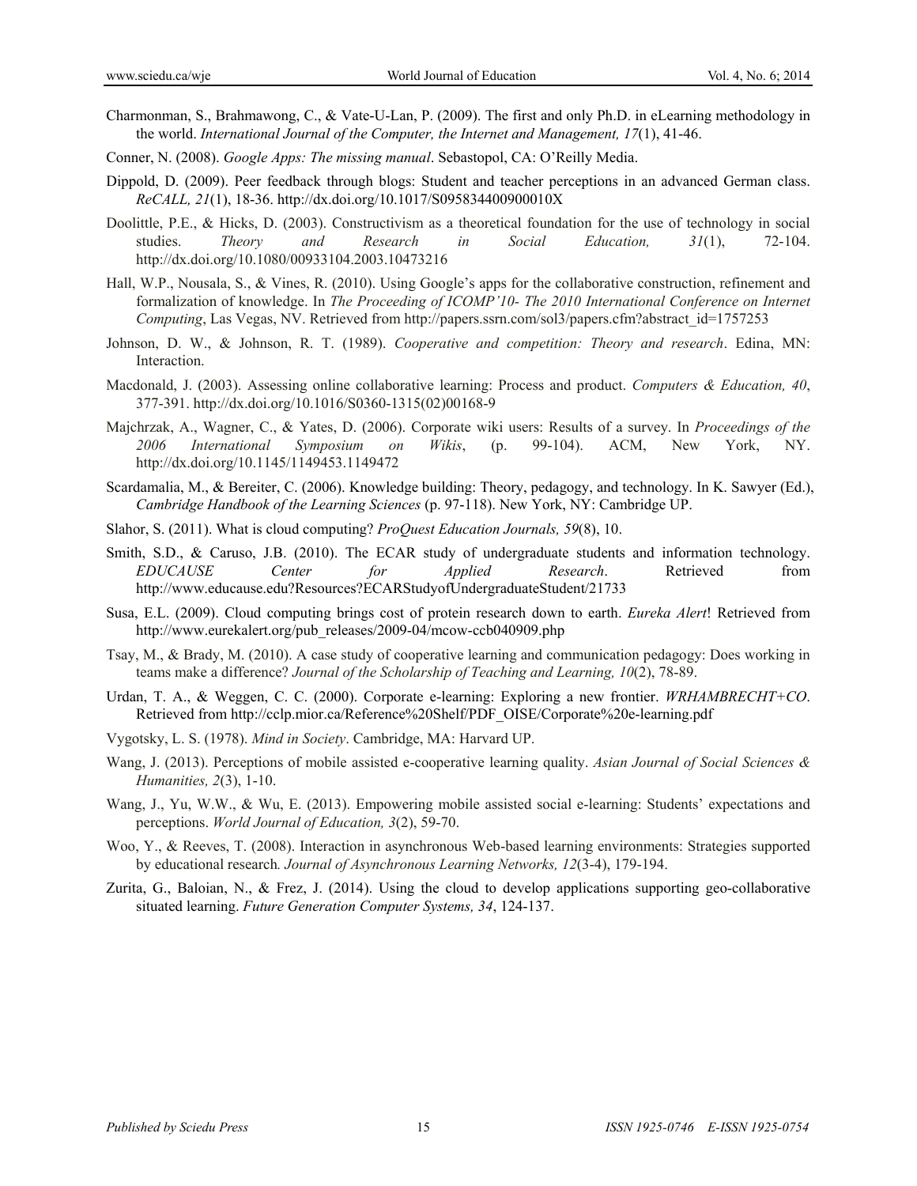Charmonman, S., Brahmawong, C., & Vate-U-Lan, P. (2009). The first and only Ph.D. in eLearning methodology in the world. *International Journal of the Computer, the Internet and Management, 17*(1), 41-46.

Conner, N. (2008). *Google Apps: The missing manual*. Sebastopol, CA: O'Reilly Media.

Dippold, D. (2009). Peer feedback through blogs: Student and teacher perceptions in an advanced German class. *ReCALL, 21*(1), 18-36. http://dx.doi.org/10.1017/S095834400900010X

Doolittle, P.E., & Hicks, D. (2003). Constructivism as a theoretical foundation for the use of technology in social studies. *Theory and Research in Social Education, 31*(1), 72-104. http://dx.doi.org/10.1080/00933104.2003.10473216

Hall, W.P., Nousala, S., & Vines, R. (2010). Using Google's apps for the collaborative construction, refinement and formalization of knowledge. In *The Proceeding of ICOMP'10- The 2010 International Conference on Internet Computing*, Las Vegas, NV. Retrieved from http://papers.ssrn.com/sol3/papers.cfm?abstract_id=1757253

Johnson, D. W., & Johnson, R. T. (1989). *Cooperative and competition: Theory and research*. Edina, MN: Interaction.

Macdonald, J. (2003). Assessing online collaborative learning: Process and product. *Computers & Education, 40*, 377-391. http://dx.doi.org/10.1016/S0360-1315(02)00168-9

Majchrzak, A., Wagner, C., & Yates, D. (2006). Corporate wiki users: Results of a survey. In *Proceedings of the 2006 International Symposium on Wikis*, (p. 99-104). ACM, New York, NY. http://dx.doi.org/10.1145/1149453.1149472

Scardamalia, M., & Bereiter, C. (2006). Knowledge building: Theory, pedagogy, and technology. In K. Sawyer (Ed.), *Cambridge Handbook of the Learning Sciences* (p. 97-118). New York, NY: Cambridge UP.

Slahor, S. (2011). What is cloud computing? *ProQuest Education Journals, 59*(8), 10.

Smith, S.D., & Caruso, J.B. (2010). The ECAR study of undergraduate students and information technology. *EDUCAUSE Center for Applied Research*. Retrieved from http://www.educause.edu?Resources?ECARStudyofUndergraduateStudent/21733

Susa, E.L. (2009). Cloud computing brings cost of protein research down to earth. *Eureka Alert*! Retrieved from http://www.eurekalert.org/pub_releases/2009-04/mcow-ccb040909.php

Tsay, M., & Brady, M. (2010). A case study of cooperative learning and communication pedagogy: Does working in teams make a difference? *Journal of the Scholarship of Teaching and Learning, 10*(2), 78-89.

Urdan, T. A., & Weggen, C. C. (2000). Corporate e-learning: Exploring a new frontier. *WRHAMBRECHT+CO*. Retrieved from http://cclp.mior.ca/Reference%20Shelf/PDF_OISE/Corporate%20e-learning.pdf

Vygotsky, L. S. (1978). *Mind in Society*. Cambridge, MA: Harvard UP.

Wang, J. (2013). Perceptions of mobile assisted e-cooperative learning quality. *Asian Journal of Social Sciences & Humanities, 2*(3), 1-10.

Wang, J., Yu, W.W., & Wu, E. (2013). Empowering mobile assisted social e-learning: Students' expectations and perceptions. *World Journal of Education, 3*(2), 59-70.

Woo, Y., & Reeves, T. (2008). Interaction in asynchronous Web-based learning environments: Strategies supported by educational research*. Journal of Asynchronous Learning Networks, 12*(3-4), 179-194.

Zurita, G., Baloian, N., & Frez, J. (2014). Using the cloud to develop applications supporting geo-collaborative situated learning. *Future Generation Computer Systems, 34*, 124-137.